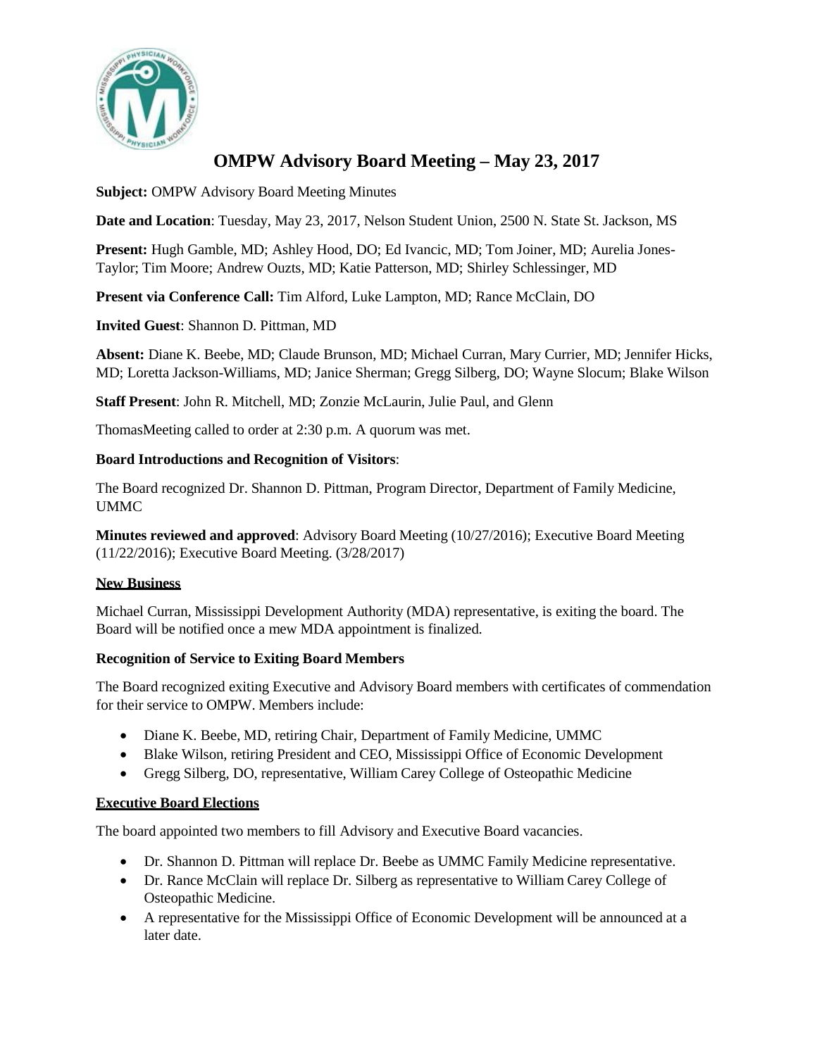# OMPW Advisory Board Meeting – May 23, 2017

**Subject:** OMPW Advisory Board Meeting Minutes

**Date and Location**: Tuesday, May 23, 2017, Nelson Student Union, 2500 N. State St. Jackson, MS

**Present:** Hugh Gamble, MD; Ashley Hood, DO; Ed Ivancic, MD; Tom Joiner, MD; Aurelia Jones-Taylor; Tim Moore; Andrew Ouzts, MD; Katie Patterson, MD; Shirley Schlessinger, MD

**Present via Conference Call:** Tim Alford, Luke Lampton, MD; Rance McClain, DO

**Invited Guest**: Shannon D. Pittman, MD

**Absent:** Diane K. Beebe, MD; Claude Brunson, MD; Michael Curran, Mary Currier, MD; Jennifer Hicks, MD; Loretta Jackson-Williams, MD; Janice Sherman; Gregg Silberg, DO; Wayne Slocum; Blake Wilson

**Staff Present**: John R. Mitchell, MD; Zonzie McLaurin, Julie Paul, and Glenn

ThomasMeeting called to order at 2:30 p.m. A quorum was met.

**Board Introductions and Recognition of Visitors**:

The Board recognized Dr. Shannon D. Pittman, Program Director, Department of Family Medicine, UMMC

**Minutes reviewed and approved**: Advisory Board Meeting (10/27/2016); Executive Board Meeting (11/22/2016); Executive Board Meeting. (3/28/2017)

**New Business**

Michael Curran, Mississippi Development Authority (MDA) representative, is exiting the board. The Board will be notified once a mew MDA appointment is finalized.

**Recognition of Service to Exiting Board Members**

The Board recognized exiting Executive and Advisory Board members with certificates of commendation for their service to OMPW. Members include:

- Diane K. Beebe, MD, retiring Chair, Department of Family Medicine, UMMC
- Blake Wilson, retiring President and CEO, Mississippi Office of Economic Development
- Gregg Silberg, DO, representative, William Carey College of Osteopathic Medicine

**Executive Board Elections**

The board appointed two members to fill Advisory and Executive Board vacancies.

- Dr. Shannon D. Pittman will replace Dr. Beebe as UMMC Family Medicine representative.
- Dr. Rance McClain will replace Dr. Silberg as representative to William Carey College of Osteopathic Medicine.
- A representative for the Mississippi Office of Economic Development will be announced at a later date.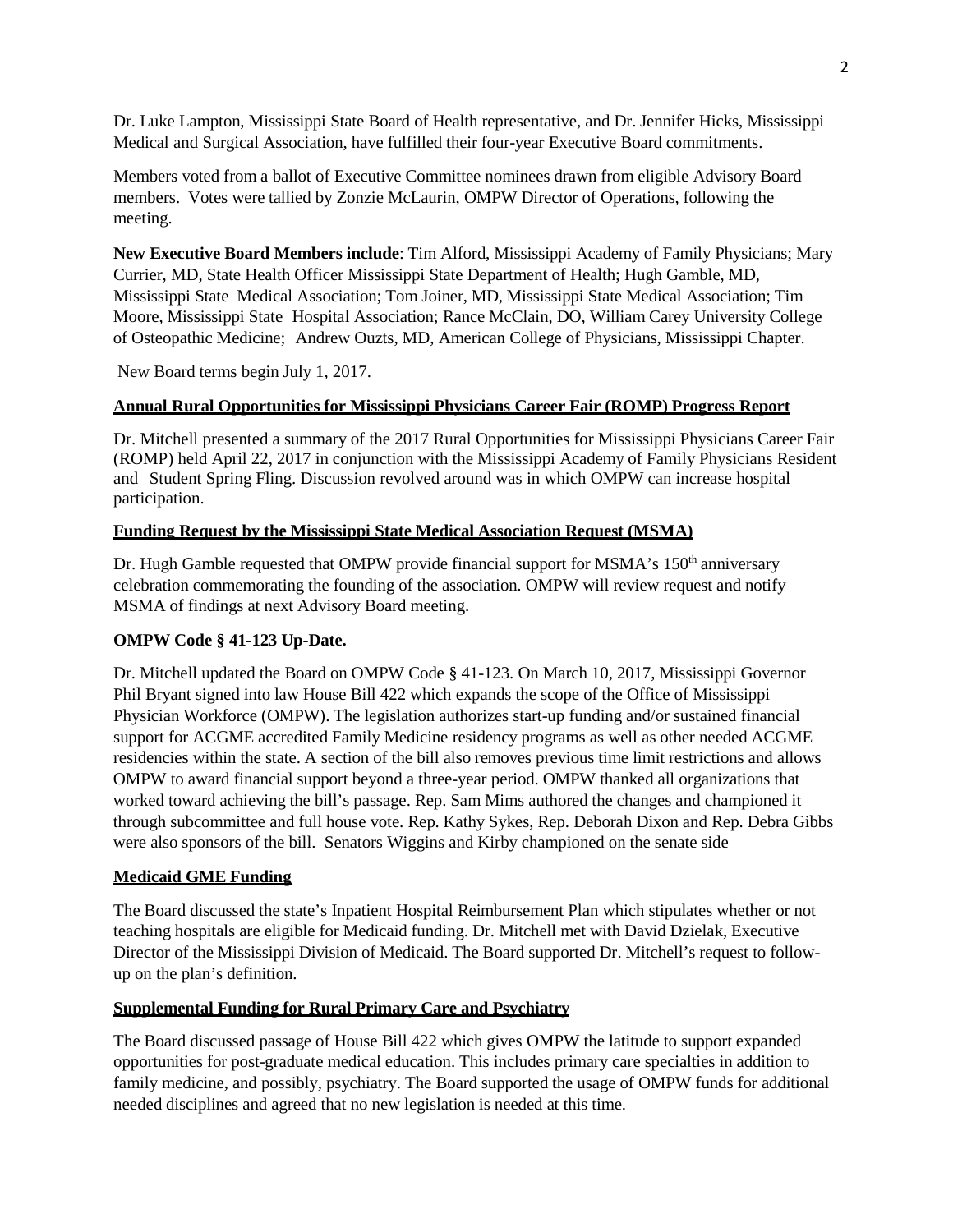Dr. Luke Lampton, Mississippi State Board of Health representative, and Dr. Jennifer Hicks, Mississippi Medical and Surgical Association, have fulfilled their four-year Executive Board commitments.

Members voted from a ballot of Executive Committee nominees drawn from eligible Advisory Board members. Votes were tallied by Zonzie McLaurin, OMPW Director of Operations, following the meeting.

**New Executive Board Members include**: Tim Alford, Mississippi Academy of Family Physicians; Mary Currier, MD, State Health Officer Mississippi State Department of Health; Hugh Gamble, MD, Mississippi State Medical Association; Tom Joiner, MD, Mississippi State Medical Association; Tim Moore, Mississippi State Hospital Association; Rance McClain, DO, William Carey University College of Osteopathic Medicine; Andrew Ouzts, MD, American College of Physicians, Mississippi Chapter.

New Board terms begin July 1, 2017.

**Annual Rural Opportunities for Mississippi Physicians Career Fair (ROMP) Progress Report**

Dr. Mitchell presented a summary of the 2017 Rural Opportunities for Mississippi Physicians Career Fair (ROMP) held April 22, 2017 in conjunction with the Mississippi Academy of Family Physicians Resident and Student Spring Fling. Discussion revolved around was in which OMPW can increase hospital participation.

**Funding Request by the Mississippi State Medical Association Request (MSMA)**

Dr. Hugh Gamble requested that OMPW provide financial support for MSMA's 150th anniversary celebration commemorating the founding of the association. OMPW will review request and notify MSMA of findings at next Advisory Board meeting.

**OMPW Code § 41-123 Up-Date.**

Dr. Mitchell updated the Board on OMPW Code § 41-123. On March 10, 2017, Mississippi Governor Phil Bryant signed into law House Bill 422 which expands the scope of the Office of Mississippi Physician Workforce (OMPW). The legislation authorizes start-up funding and/or sustained financial support for ACGME accredited Family Medicine residency programs as well as other needed ACGME residencies within the state. A section of the bill also removes previous time limit restrictions and allows OMPW to award financial support beyond a three-year period. OMPW thanked all organizations that worked toward achieving the bill's passage. Rep. Sam Mims authored the changes and championed it through subcommittee and full house vote. Rep. Kathy Sykes, Rep. Deborah Dixon and Rep. Debra Gibbs were also sponsors of the bill. Senators Wiggins and Kirby championed on the senate side

**Medicaid GME Funding**

The Board discussed the state's Inpatient Hospital Reimbursement Plan which stipulates whether or not teaching hospitals are eligible for Medicaid funding. Dr. Mitchell met with David Dzielak, Executive Director of the Mississippi Division of Medicaid. The Board supported Dr. Mitchell's request to follow-up on the plan's definition.

**Supplemental Funding for Rural Primary Care and Psychiatry**

The Board discussed passage of House Bill 422 which gives OMPW the latitude to support expanded opportunities for post-graduate medical education. This includes primary care specialties in addition to family medicine, and possibly, psychiatry. The Board supported the usage of OMPW funds for additional needed disciplines and agreed that no new legislation is needed at this time.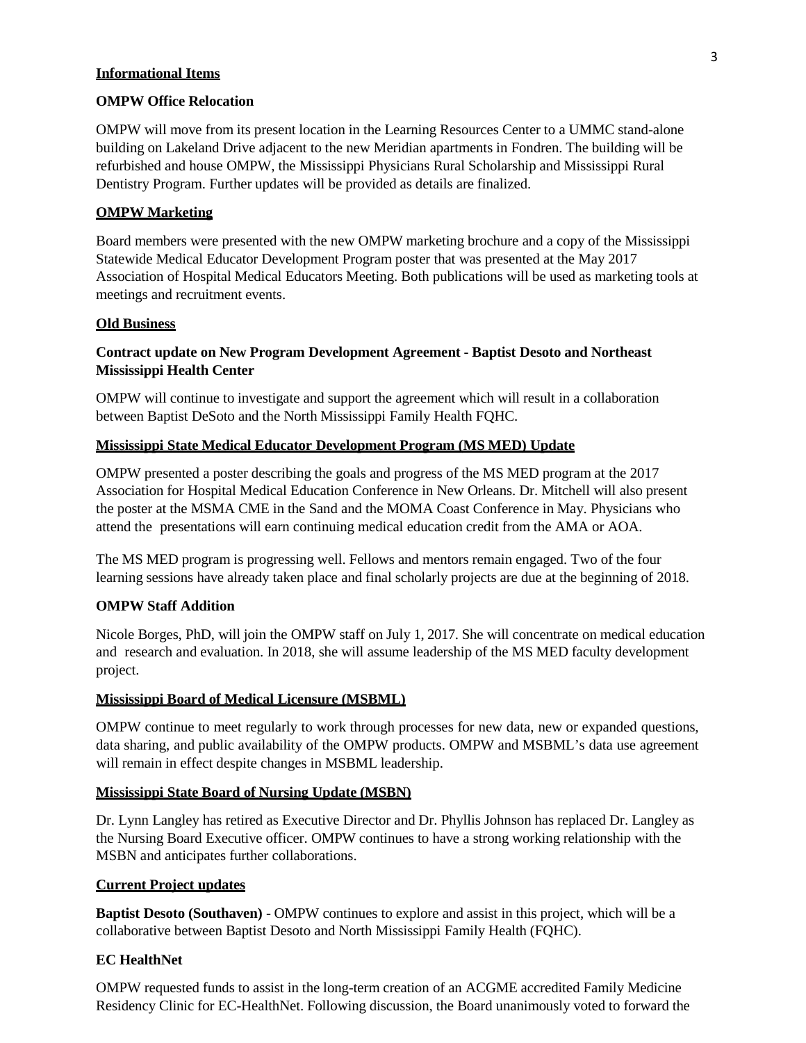## Informational Items

### OMPW Office Relocation

OMPW will move from its present location in the Learning Resources Center to a UMMC stand-alone building on Lakeland Drive adjacent to the new Meridian apartments in Fondren. The building will be refurbished and house OMPW, the Mississippi Physicians Rural Scholarship and Mississippi Rural Dentistry Program. Further updates will be provided as details are finalized.

### OMPW Marketing

Board members were presented with the new OMPW marketing brochure and a copy of the Mississippi Statewide Medical Educator Development Program poster that was presented at the May 2017 Association of Hospital Medical Educators Meeting. Both publications will be used as marketing tools at meetings and recruitment events.

## Old Business

### Contract update on New Program Development Agreement - Baptist Desoto and Northeast Mississippi Health Center

OMPW will continue to investigate and support the agreement which will result in a collaboration between Baptist DeSoto and the North Mississippi Family Health FQHC.

### Mississippi State Medical Educator Development Program (MS MED) Update

OMPW presented a poster describing the goals and progress of the MS MED program at the 2017 Association for Hospital Medical Education Conference in New Orleans. Dr. Mitchell will also present the poster at the MSMA CME in the Sand and the MOMA Coast Conference in May. Physicians who attend the presentations will earn continuing medical education credit from the AMA or AOA.

The MS MED program is progressing well. Fellows and mentors remain engaged. Two of the four learning sessions have already taken place and final scholarly projects are due at the beginning of 2018.

### OMPW Staff Addition

Nicole Borges, PhD, will join the OMPW staff on July 1, 2017. She will concentrate on medical education and research and evaluation. In 2018, she will assume leadership of the MS MED faculty development project.

### Mississippi Board of Medical Licensure (MSBML)

OMPW continue to meet regularly to work through processes for new data, new or expanded questions, data sharing, and public availability of the OMPW products. OMPW and MSBML's data use agreement will remain in effect despite changes in MSBML leadership.

### Mississippi State Board of Nursing Update (MSBN)

Dr. Lynn Langley has retired as Executive Director and Dr. Phyllis Johnson has replaced Dr. Langley as the Nursing Board Executive officer. OMPW continues to have a strong working relationship with the MSBN and anticipates further collaborations.

## Current Project updates

**Baptist Desoto (Southaven)** - OMPW continues to explore and assist in this project, which will be a collaborative between Baptist Desoto and North Mississippi Family Health (FQHC).

### EC HealthNet

OMPW requested funds to assist in the long-term creation of an ACGME accredited Family Medicine Residency Clinic for EC-HealthNet. Following discussion, the Board unanimously voted to forward the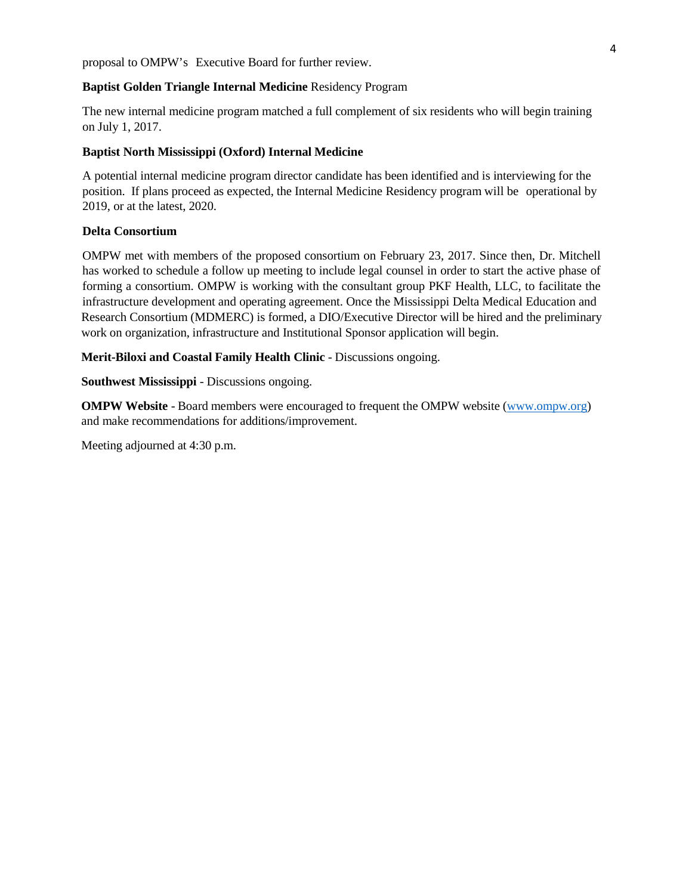proposal to OMPW's Executive Board for further review.

**Baptist Golden Triangle Internal Medicine** Residency Program

The new internal medicine program matched a full complement of six residents who will begin training on July 1, 2017.

**Baptist North Mississippi (Oxford) Internal Medicine**

A potential internal medicine program director candidate has been identified and is interviewing for the position. If plans proceed as expected, the Internal Medicine Residency program will be operational by 2019, or at the latest, 2020.

**Delta Consortium**

OMPW met with members of the proposed consortium on February 23, 2017. Since then, Dr. Mitchell has worked to schedule a follow up meeting to include legal counsel in order to start the active phase of forming a consortium. OMPW is working with the consultant group PKF Health, LLC, to facilitate the infrastructure development and operating agreement. Once the Mississippi Delta Medical Education and Research Consortium (MDMERC) is formed, a DIO/Executive Director will be hired and the preliminary work on organization, infrastructure and Institutional Sponsor application will begin.

**Merit-Biloxi and Coastal Family Health Clinic** - Discussions ongoing.

**Southwest Mississippi** - Discussions ongoing.

**OMPW Website** - Board members were encouraged to frequent the OMPW website (www.ompw.org) and make recommendations for additions/improvement.

Meeting adjourned at 4:30 p.m.